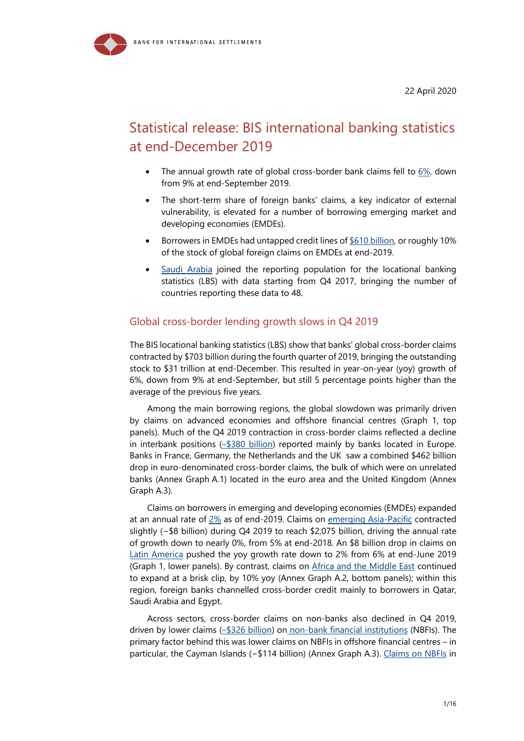22 April 2020

# Statistical release: BIS international banking statistics at end-December 2019

- The annual growth rate of global cross-border bank claims fell to 6%, down from 9% at end-September 2019.
- The short-term share of foreign banks' claims, a key indicator of external vulnerability, is elevated for a number of borrowing emerging market and developing economies (EMDEs).
- Borrowers in EMDEs had untapped credit lines of $610 billion, or roughly 10% of the stock of global foreign claims on EMDEs at end-2019.
- Saudi Arabia joined the reporting population for the locational banking statistics (LBS) with data starting from Q4 2017, bringing the number of countries reporting these data to 48.

## Global cross-border lending growth slows in Q4 2019

The BIS locational banking statistics (LBS) show that banks' global cross-border claims contracted by $703 billion during the fourth quarter of 2019, bringing the outstanding stock to $31 trillion at end-December. This resulted in year-on-year (yoy) growth of 6%, down from 9% at end-September, but still 5 percentage points higher than the average of the previous five years.

Among the main borrowing regions, the global slowdown was primarily driven by claims on advanced economies and offshore financial centres (Graph 1, top panels). Much of the Q4 2019 contraction in cross-border claims reflected a decline in interbank positions (–$380 billion) reported mainly by banks located in Europe. Banks in France, Germany, the Netherlands and the UK saw a combined $462 billion drop in euro-denominated cross-border claims, the bulk of which were on unrelated banks (Annex Graph A.1) located in the euro area and the United Kingdom (Annex Graph A.3).

Claims on borrowers in emerging and developing economies (EMDEs) expanded at an annual rate of 2% as of end-2019. Claims on emerging Asia-Pacific contracted slightly (−$8 billion) during Q4 2019 to reach $2,075 billion, driving the annual rate of growth down to nearly 0%, from 5% at end-2018. An $8 billion drop in claims on Latin America pushed the yoy growth rate down to 2% from 6% at end-June 2019 (Graph 1, lower panels). By contrast, claims on Africa and the Middle East continued to expand at a brisk clip, by 10% yoy (Annex Graph A.2, bottom panels); within this region, foreign banks channelled cross-border credit mainly to borrowers in Qatar, Saudi Arabia and Egypt.

Across sectors, cross-border claims on non-banks also declined in Q4 2019, driven by lower claims (–$326 billion) on non-bank financial institutions (NBFIs). The primary factor behind this was lower claims on NBFIs in offshore financial centres – in particular, the Cayman Islands (−$114 billion) (Annex Graph A.3). Claims on NBFIs in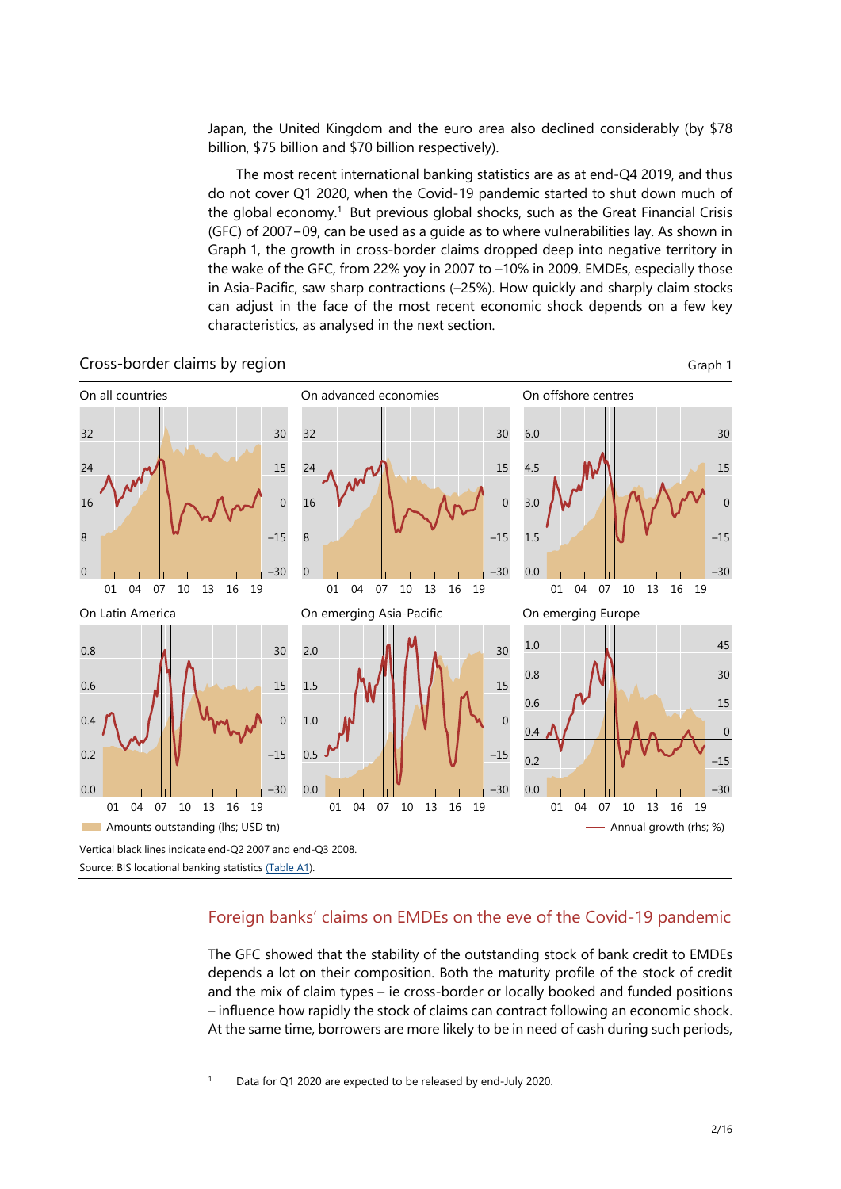Japan, the United Kingdom and the euro area also declined considerably (by $78 billion, $75 billion and $70 billion respectively).

The most recent international banking statistics are as at end-Q4 2019, and thus do not cover Q1 2020, when the Covid-19 pandemic started to shut down much of the global economy.[1] But previous global shocks, such as the Great Financial Crisis (GFC) of 2007–09, can be used as a guide as to where vulnerabilities lay. As shown in Graph 1, the growth in cross-border claims dropped deep into negative territory in the wake of the GFC, from 22% yoy in 2007 to –10% in 2009. EMDEs, especially those in Asia-Pacific, saw sharp contractions (–25%). How quickly and sharply claim stocks can adjust in the face of the most recent economic shock depends on a few key characteristics, as analysed in the next section.

Cross-border claims by region

Graph 1

On all countries; On advanced economies; On offshore centres; On Latin America; On emerging Asia-Pacific; On emerging Europe

Amounts outstanding (lhs; USD tn) — Annual growth (rhs; %)

Vertical black lines indicate end-Q2 2007 and end-Q3 2008.

Source: BIS locational banking statistics (Table A1).

## Foreign banks' claims on EMDEs on the eve of the Covid-19 pandemic

The GFC showed that the stability of the outstanding stock of bank credit to EMDEs depends a lot on their composition. Both the maturity profile of the stock of credit and the mix of claim types – ie cross-border or locally booked and funded positions – influence how rapidly the stock of claims can contract following an economic shock. At the same time, borrowers are more likely to be in need of cash during such periods,

[1] Data for Q1 2020 are expected to be released by end-July 2020.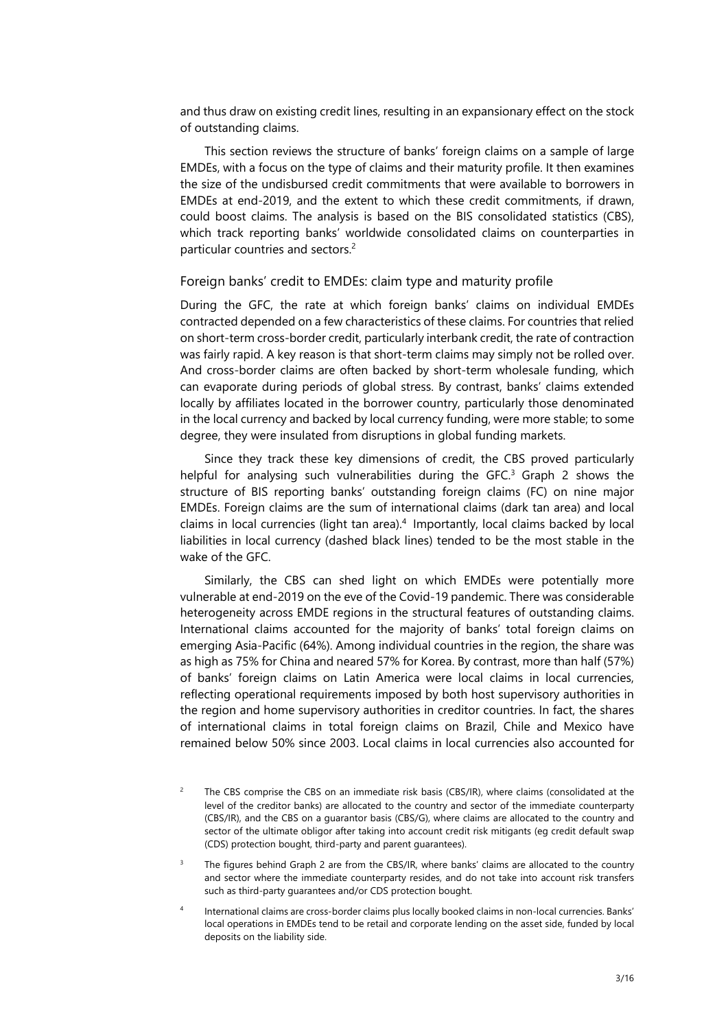and thus draw on existing credit lines, resulting in an expansionary effect on the stock of outstanding claims.

This section reviews the structure of banks' foreign claims on a sample of large EMDEs, with a focus on the type of claims and their maturity profile. It then examines the size of the undisbursed credit commitments that were available to borrowers in EMDEs at end-2019, and the extent to which these credit commitments, if drawn, could boost claims. The analysis is based on the BIS consolidated statistics (CBS), which track reporting banks' worldwide consolidated claims on counterparties in particular countries and sectors.[2]

## Foreign banks' credit to EMDEs: claim type and maturity profile

During the GFC, the rate at which foreign banks' claims on individual EMDEs contracted depended on a few characteristics of these claims. For countries that relied on short-term cross-border credit, particularly interbank credit, the rate of contraction was fairly rapid. A key reason is that short-term claims may simply not be rolled over. And cross-border claims are often backed by short-term wholesale funding, which can evaporate during periods of global stress. By contrast, banks' claims extended locally by affiliates located in the borrower country, particularly those denominated in the local currency and backed by local currency funding, were more stable; to some degree, they were insulated from disruptions in global funding markets.

Since they track these key dimensions of credit, the CBS proved particularly helpful for analysing such vulnerabilities during the GFC.[3] Graph 2 shows the structure of BIS reporting banks' outstanding foreign claims (FC) on nine major EMDEs. Foreign claims are the sum of international claims (dark tan area) and local claims in local currencies (light tan area).[4] Importantly, local claims backed by local liabilities in local currency (dashed black lines) tended to be the most stable in the wake of the GFC.

Similarly, the CBS can shed light on which EMDEs were potentially more vulnerable at end-2019 on the eve of the Covid-19 pandemic. There was considerable heterogeneity across EMDE regions in the structural features of outstanding claims. International claims accounted for the majority of banks' total foreign claims on emerging Asia-Pacific (64%). Among individual countries in the region, the share was as high as 75% for China and neared 57% for Korea. By contrast, more than half (57%) of banks' foreign claims on Latin America were local claims in local currencies, reflecting operational requirements imposed by both host supervisory authorities in the region and home supervisory authorities in creditor countries. In fact, the shares of international claims in total foreign claims on Brazil, Chile and Mexico have remained below 50% since 2003. Local claims in local currencies also accounted for

[2] The CBS comprise the CBS on an immediate risk basis (CBS/IR), where claims (consolidated at the level of the creditor banks) are allocated to the country and sector of the immediate counterparty (CBS/IR), and the CBS on a guarantor basis (CBS/G), where claims are allocated to the country and sector of the ultimate obligor after taking into account credit risk mitigants (eg credit default swap (CDS) protection bought, third-party and parent guarantees).

[3] The figures behind Graph 2 are from the CBS/IR, where banks' claims are allocated to the country and sector where the immediate counterparty resides, and do not take into account risk transfers such as third-party guarantees and/or CDS protection bought.

[4] International claims are cross-border claims plus locally booked claims in non-local currencies. Banks' local operations in EMDEs tend to be retail and corporate lending on the asset side, funded by local deposits on the liability side.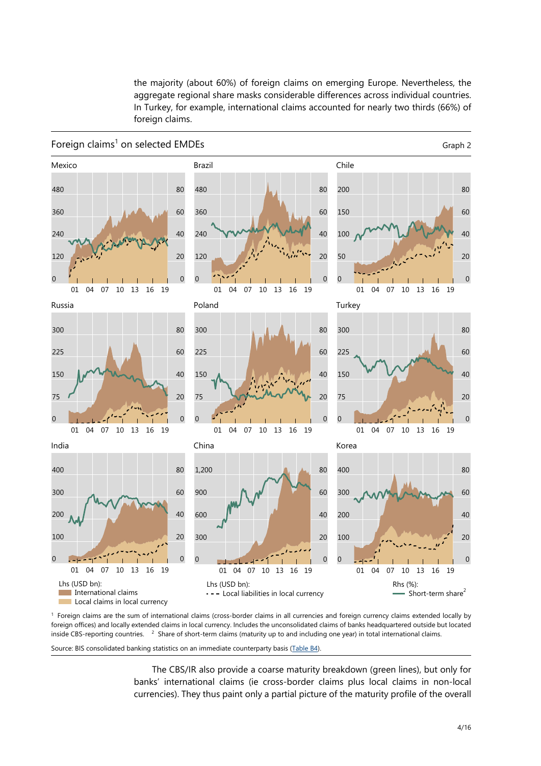the majority (about 60%) of foreign claims on emerging Europe. Nevertheless, the aggregate regional share masks considerable differences across individual countries. In Turkey, for example, international claims accounted for nearly two thirds (66%) of foreign claims.

Foreign claims[1] on selected EMDEs

Graph 2

Mexico

Brazil

Chile

Russia

Poland

Turkey

India

China

Korea

Lhs (USD bn): International claims; Local claims in local currency

Lhs (USD bn): Local liabilities in local currency

Rhs (%): Short-term share[2]

[1] Foreign claims are the sum of international claims (cross-border claims in all currencies and foreign currency claims extended locally by foreign offices) and locally extended claims in local currency. Includes the unconsolidated claims of banks headquartered outside but located inside CBS-reporting countries. [2] Share of short-term claims (maturity up to and including one year) in total international claims.

Source: BIS consolidated banking statistics on an immediate counterparty basis (Table B4).

The CBS/IR also provide a coarse maturity breakdown (green lines), but only for banks' international claims (ie cross-border claims plus local claims in non-local currencies). They thus paint only a partial picture of the maturity profile of the overall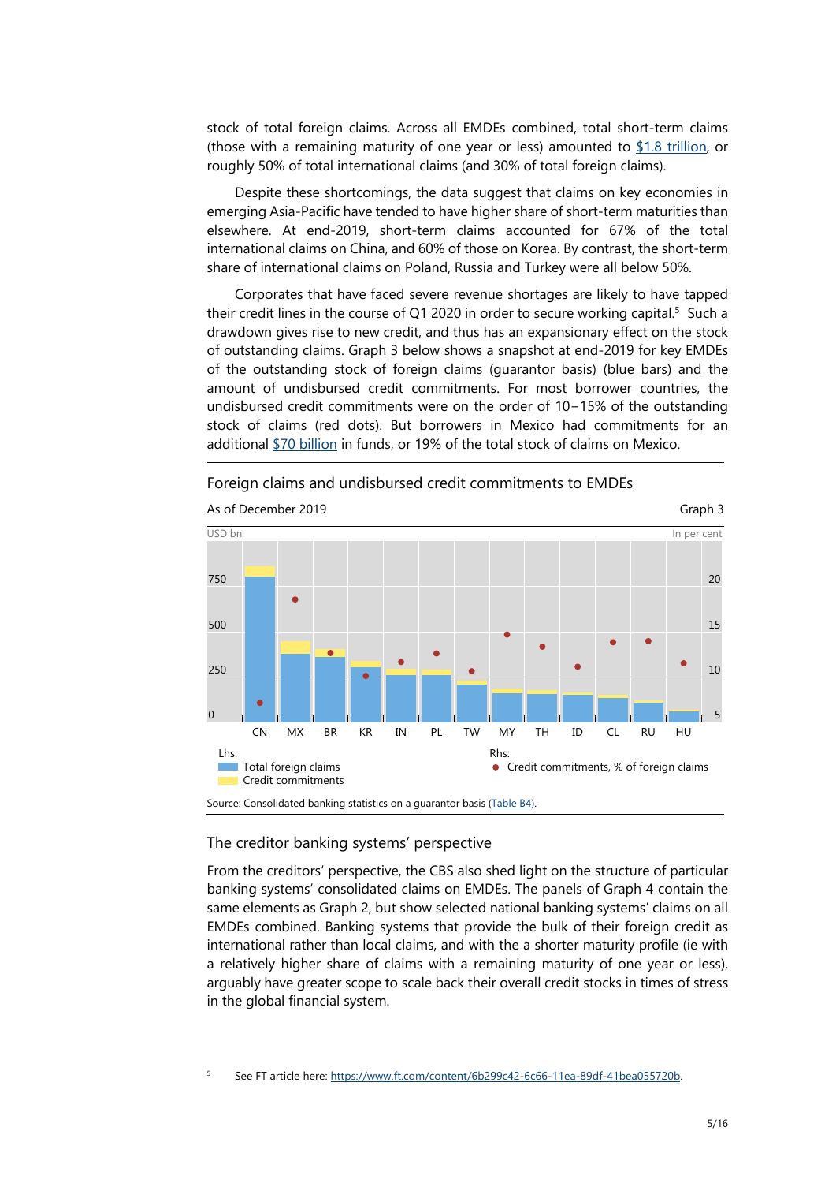stock of total foreign claims. Across all EMDEs combined, total short-term claims (those with a remaining maturity of one year or less) amounted to [$1.8 trillion](), or roughly 50% of total international claims (and 30% of total foreign claims).

Despite these shortcomings, the data suggest that claims on key economies in emerging Asia-Pacific have tended to have higher share of short-term maturities than elsewhere. At end-2019, short-term claims accounted for 67% of the total international claims on China, and 60% of those on Korea. By contrast, the short-term share of international claims on Poland, Russia and Turkey were all below 50%.

Corporates that have faced severe revenue shortages are likely to have tapped their credit lines in the course of Q1 2020 in order to secure working capital.[5] Such a drawdown gives rise to new credit, and thus has an expansionary effect on the stock of outstanding claims. Graph 3 below shows a snapshot at end-2019 for key EMDEs of the outstanding stock of foreign claims (guarantor basis) (blue bars) and the amount of undisbursed credit commitments. For most borrower countries, the undisbursed credit commitments were on the order of 10–15% of the outstanding stock of claims (red dots). But borrowers in Mexico had commitments for an additional [$70 billion]() in funds, or 19% of the total stock of claims on Mexico.

Foreign claims and undisbursed credit commitments to EMDEs

As of December 2019

Graph 3

USD bn | In per cent

CN, MX, BR, KR, IN, PL, TW, MY, TH, ID, CL, RU, HU

Lhs: Total foreign claims; Credit commitments

Rhs: Credit commitments, % of foreign claims

Source: Consolidated banking statistics on a guarantor basis (Table B4).

## The creditor banking systems' perspective

From the creditors' perspective, the CBS also shed light on the structure of particular banking systems' consolidated claims on EMDEs. The panels of Graph 4 contain the same elements as Graph 2, but show selected national banking systems' claims on all EMDEs combined. Banking systems that provide the bulk of their foreign credit as international rather than local claims, and with the shorter maturity profile (ie with a relatively higher share of claims with a remaining maturity of one year or less), arguably have greater scope to scale back their overall credit stocks in times of stress in the global financial system.

[5] See FT article here: https://www.ft.com/content/6b299c42-6c66-11ea-89df-41bea055720b.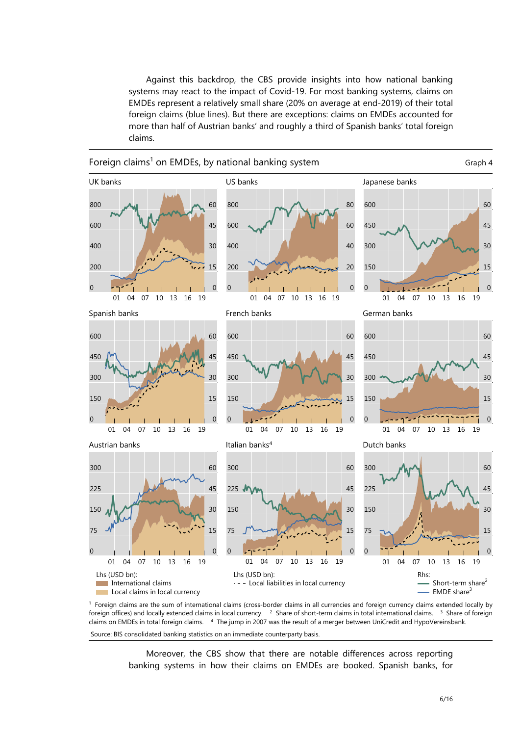Against this backdrop, the CBS provide insights into how national banking systems may react to the impact of Covid-19. For most banking systems, claims on EMDEs represent a relatively small share (20% on average at end-2019) of their total foreign claims (blue lines). But there are exceptions: claims on EMDEs accounted for more than half of Austrian banks' and roughly a third of Spanish banks' total foreign claims.

**Foreign claims[1] on EMDEs, by national banking system** — Graph 4

UK banks | US banks | Japanese banks | Spanish banks | French banks | German banks | Austrian banks | Italian banks[4] | Dutch banks

Lhs (USD bn): International claims; Local claims in local currency; Local liabilities in local currency. Rhs: Short-term share[2]; EMDE share[3]

[1] Foreign claims are the sum of international claims (cross-border claims in all currencies and foreign currency claims extended locally by foreign offices) and locally extended claims in local currency. [2] Share of short-term claims in total international claims. [3] Share of foreign claims on EMDEs in total foreign claims. [4] The jump in 2007 was the result of a merger between UniCredit and HypoVereinsbank.

Source: BIS consolidated banking statistics on an immediate counterparty basis.

Moreover, the CBS show that there are notable differences across reporting banking systems in how their claims on EMDEs are booked. Spanish banks, for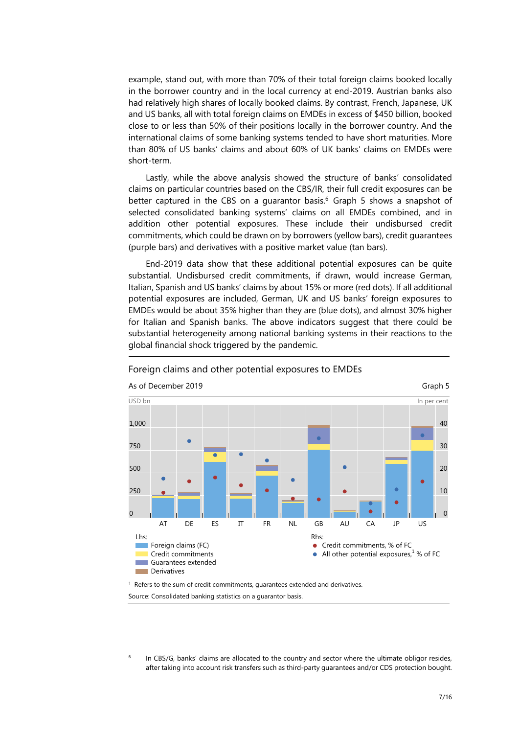example, stand out, with more than 70% of their total foreign claims booked locally in the borrower country and in the local currency at end-2019. Austrian banks also had relatively high shares of locally booked claims. By contrast, French, Japanese, UK and US banks, all with total foreign claims on EMDEs in excess of $450 billion, booked close to or less than 50% of their positions locally in the borrower country. And the international claims of some banking systems tended to have short maturities. More than 80% of US banks' claims and about 60% of UK banks' claims on EMDEs were short-term.

Lastly, while the above analysis showed the structure of banks' consolidated claims on particular countries based on the CBS/IR, their full credit exposures can be better captured in the CBS on a guarantor basis.[6] Graph 5 shows a snapshot of selected consolidated banking systems' claims on all EMDEs combined, and in addition other potential exposures. These include their undisbursed credit commitments, which could be drawn on by borrowers (yellow bars), credit guarantees (purple bars) and derivatives with a positive market value (tan bars).

End-2019 data show that these additional potential exposures can be quite substantial. Undisbursed credit commitments, if drawn, would increase German, Italian, Spanish and US banks' claims by about 15% or more (red dots). If all additional potential exposures are included, German, UK and US banks' foreign exposures to EMDEs would be about 35% higher than they are (blue dots), and almost 30% higher for Italian and Spanish banks. The above indicators suggest that there could be substantial heterogeneity among national banking systems in their reactions to the global financial shock triggered by the pandemic.

Foreign claims and other potential exposures to EMDEs

As of December 2019 — Graph 5

USD bn — In per cent

Lhs: Foreign claims (FC); Credit commitments; Guarantees extended; Derivatives

Rhs: Credit commitments, % of FC; All other potential exposures,[1] % of FC

Countries: AT, DE, ES, IT, FR, NL, GB, AU, CA, JP, US

[1] Refers to the sum of credit commitments, guarantees extended and derivatives.

Source: Consolidated banking statistics on a guarantor basis.

[6] In CBS/G, banks' claims are allocated to the country and sector where the ultimate obligor resides, after taking into account risk transfers such as third-party guarantees and/or CDS protection bought.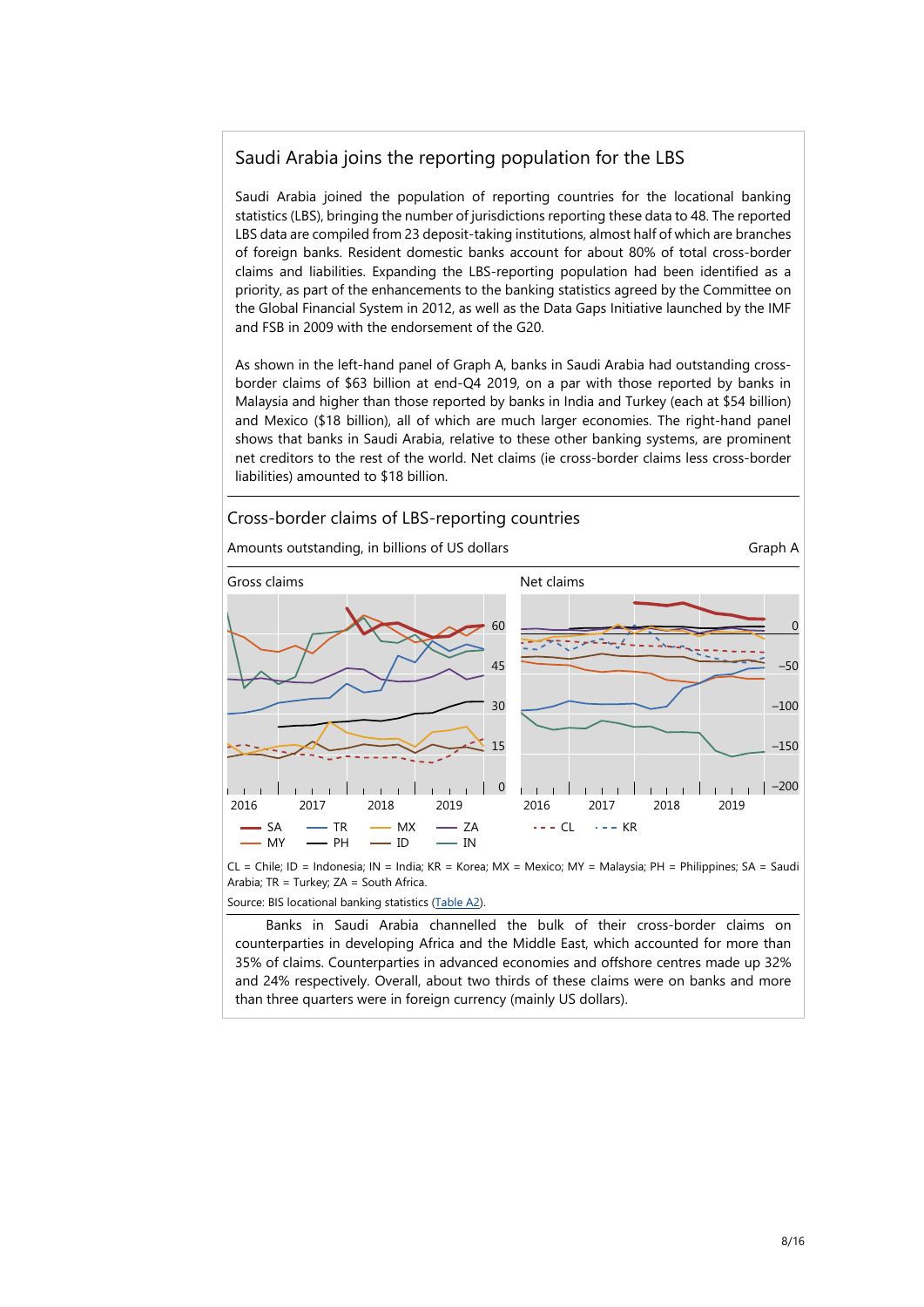## Saudi Arabia joins the reporting population for the LBS

Saudi Arabia joined the population of reporting countries for the locational banking statistics (LBS), bringing the number of jurisdictions reporting these data to 48. The reported LBS data are compiled from 23 deposit-taking institutions, almost half of which are branches of foreign banks. Resident domestic banks account for about 80% of total cross-border claims and liabilities. Expanding the LBS-reporting population had been identified as a priority, as part of the enhancements to the banking statistics agreed by the Committee on the Global Financial System in 2012, as well as the Data Gaps Initiative launched by the IMF and FSB in 2009 with the endorsement of the G20.

As shown in the left-hand panel of Graph A, banks in Saudi Arabia had outstanding cross-border claims of $63 billion at end-Q4 2019, on a par with those reported by banks in Malaysia and higher than those reported by banks in India and Turkey (each at $54 billion) and Mexico ($18 billion), all of which are much larger economies. The right-hand panel shows that banks in Saudi Arabia, relative to these other banking systems, are prominent net creditors to the rest of the world. Net claims (ie cross-border claims less cross-border liabilities) amounted to $18 billion.

### Cross-border claims of LBS-reporting countries

Amounts outstanding, in billions of US dollars — Graph A

Gross claims | Net claims

SA — TR — MX — ZA — MY — PH — ID — IN — CL — KR

CL = Chile; ID = Indonesia; IN = India; KR = Korea; MX = Mexico; MY = Malaysia; PH = Philippines; SA = Saudi Arabia; TR = Turkey; ZA = South Africa.

Source: BIS locational banking statistics (Table A2).

Banks in Saudi Arabia channelled the bulk of their cross-border claims on counterparties in developing Africa and the Middle East, which accounted for more than 35% of claims. Counterparties in advanced economies and offshore centres made up 32% and 24% respectively. Overall, about two thirds of these claims were on banks and more than three quarters were in foreign currency (mainly US dollars).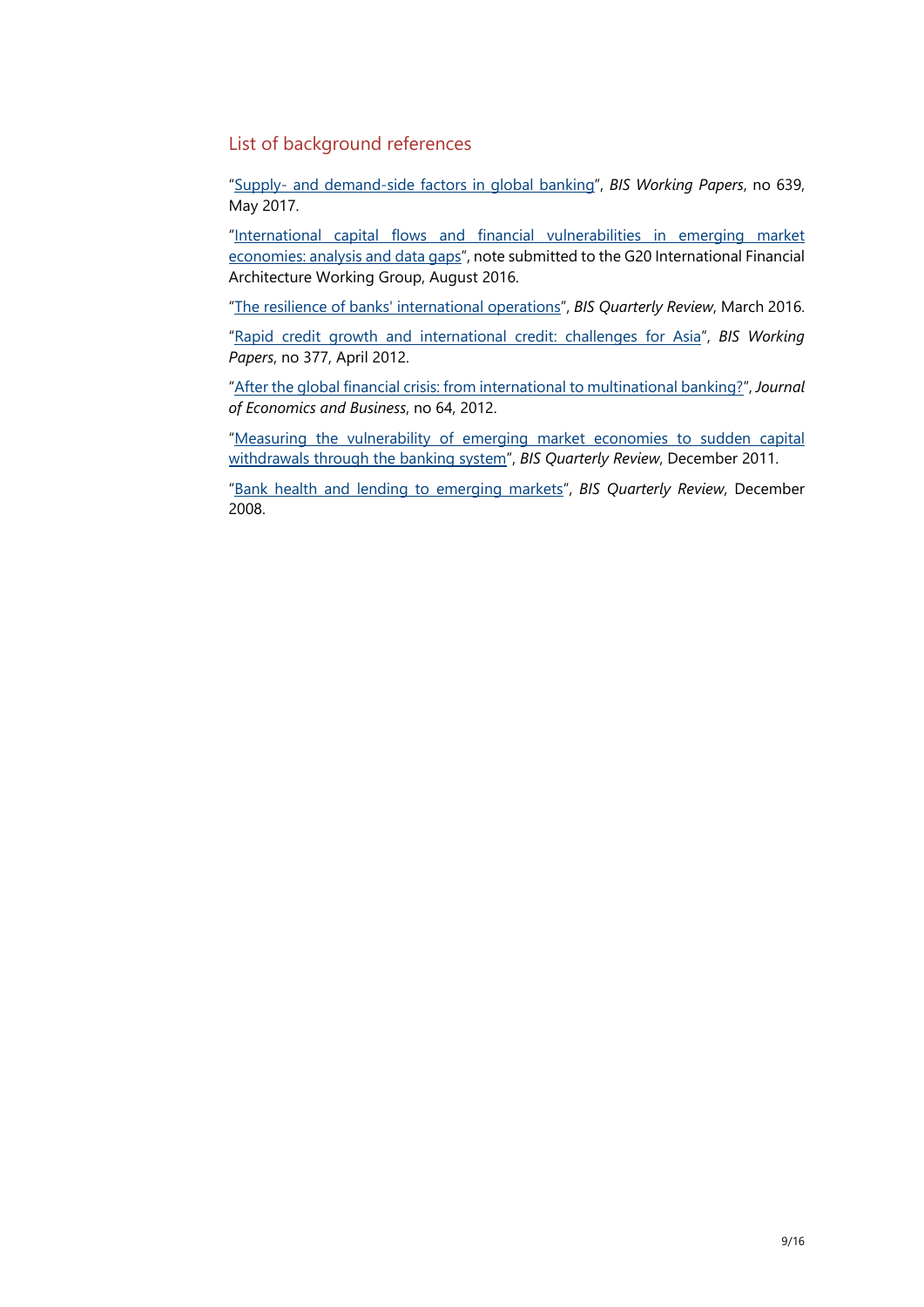## List of background references

"Supply- and demand-side factors in global banking", *BIS Working Papers*, no 639, May 2017.

"International capital flows and financial vulnerabilities in emerging market economies: analysis and data gaps", note submitted to the G20 International Financial Architecture Working Group, August 2016.

"The resilience of banks' international operations", *BIS Quarterly Review*, March 2016.

"Rapid credit growth and international credit: challenges for Asia", *BIS Working Papers*, no 377, April 2012.

"After the global financial crisis: from international to multinational banking?", *Journal of Economics and Business*, no 64, 2012.

"Measuring the vulnerability of emerging market economies to sudden capital withdrawals through the banking system", *BIS Quarterly Review*, December 2011.

"Bank health and lending to emerging markets", *BIS Quarterly Review*, December 2008.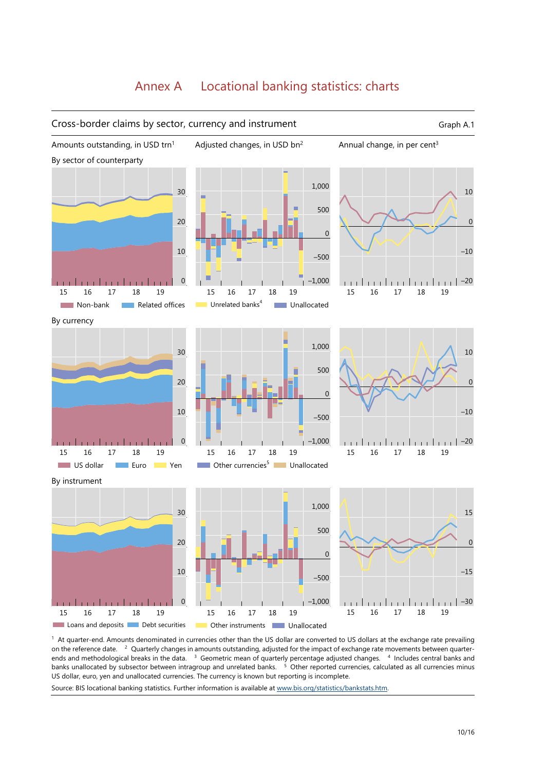# Annex A Locational banking statistics: charts

## Cross-border claims by sector, currency and instrument

Graph A.1

Amounts outstanding, in USD trn[1] | Adjusted changes, in USD bn[2] | Annual change, in per cent[3]

By sector of counterparty

Non-bank | Related offices | Unrelated banks[4] | Unallocated

By currency

US dollar | Euro | Yen | Other currencies[5] | Unallocated

By instrument

Loans and deposits | Debt securities | Other instruments | Unallocated

[1] At quarter-end. Amounts denominated in currencies other than the US dollar are converted to US dollars at the exchange rate prevailing on the reference date. [2] Quarterly changes in amounts outstanding, adjusted for the impact of exchange rate movements between quarter-ends and methodological breaks in the data. [3] Geometric mean of quarterly percentage adjusted changes. [4] Includes central banks and banks unallocated by subsector between intragroup and unrelated banks. [5] Other reported currencies, calculated as all currencies minus US dollar, euro, yen and unallocated currencies. The currency is known but reporting is incomplete.

Source: BIS locational banking statistics. Further information is available at www.bis.org/statistics/bankstats.htm.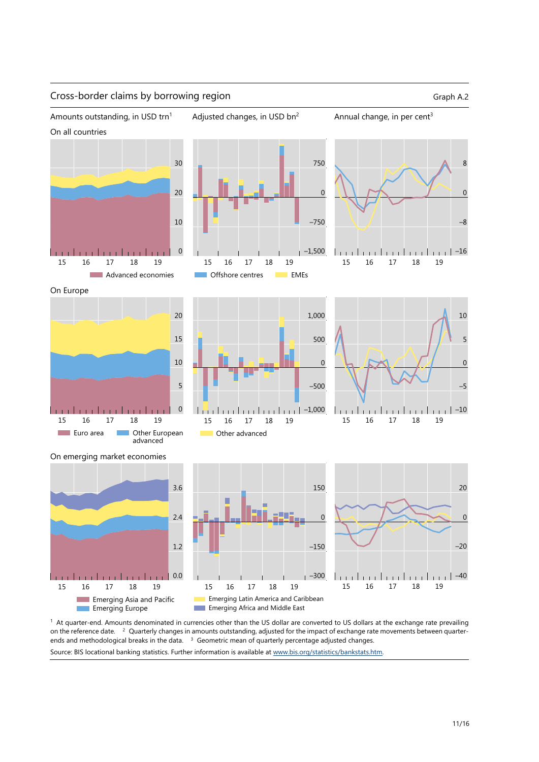## Cross-border claims by borrowing region

Graph A.2

Amounts outstanding, in USD trn[1] | Adjusted changes, in USD bn[2] | Annual change, in per cent[3]

### On all countries

Advanced economies | Offshore centres | EMEs

### On Europe

Euro area | Other European advanced | Other advanced

### On emerging market economies

Emerging Asia and Pacific | Emerging Latin America and Caribbean | Emerging Europe | Emerging Africa and Middle East

[1] At quarter-end. Amounts denominated in currencies other than the US dollar are converted to US dollars at the exchange rate prevailing on the reference date. [2] Quarterly changes in amounts outstanding, adjusted for the impact of exchange rate movements between quarter-ends and methodological breaks in the data. [3] Geometric mean of quarterly percentage adjusted changes.

Source: BIS locational banking statistics. Further information is available at www.bis.org/statistics/bankstats.htm.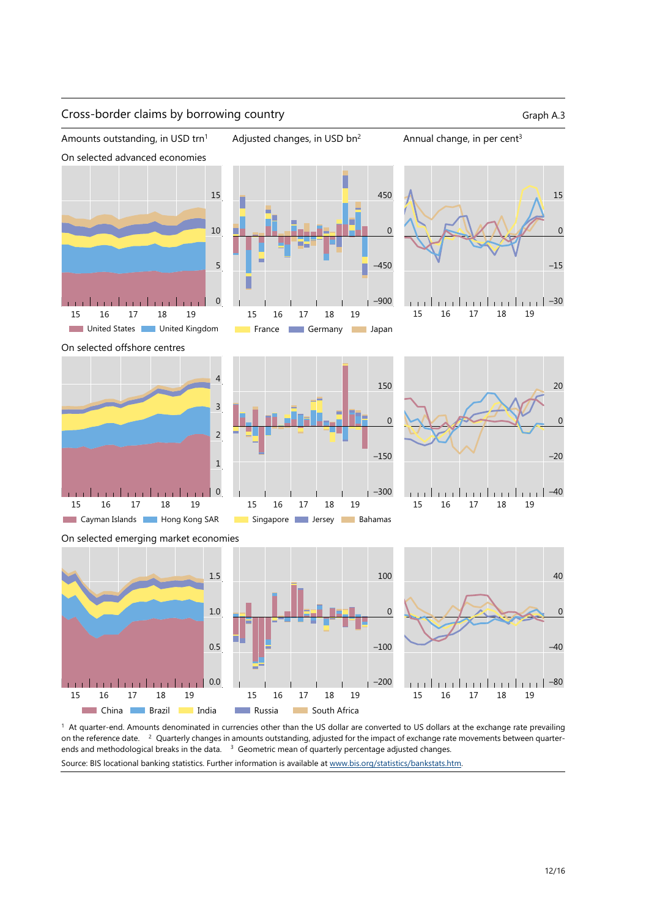## Cross-border claims by borrowing country

Graph A.3

Amounts outstanding, in USD trn[1] | Adjusted changes, in USD bn[2] | Annual change, in per cent[3]

On selected advanced economies

United States | United Kingdom | France | Germany | Japan

On selected offshore centres

Cayman Islands | Hong Kong SAR | Singapore | Jersey | Bahamas

On selected emerging market economies

China | Brazil | India | Russia | South Africa

[1] At quarter-end. Amounts denominated in currencies other than the US dollar are converted to US dollars at the exchange rate prevailing on the reference date. [2] Quarterly changes in amounts outstanding, adjusted for the impact of exchange rate movements between quarter-ends and methodological breaks in the data. [3] Geometric mean of quarterly percentage adjusted changes.

Source: BIS locational banking statistics. Further information is available at www.bis.org/statistics/bankstats.htm.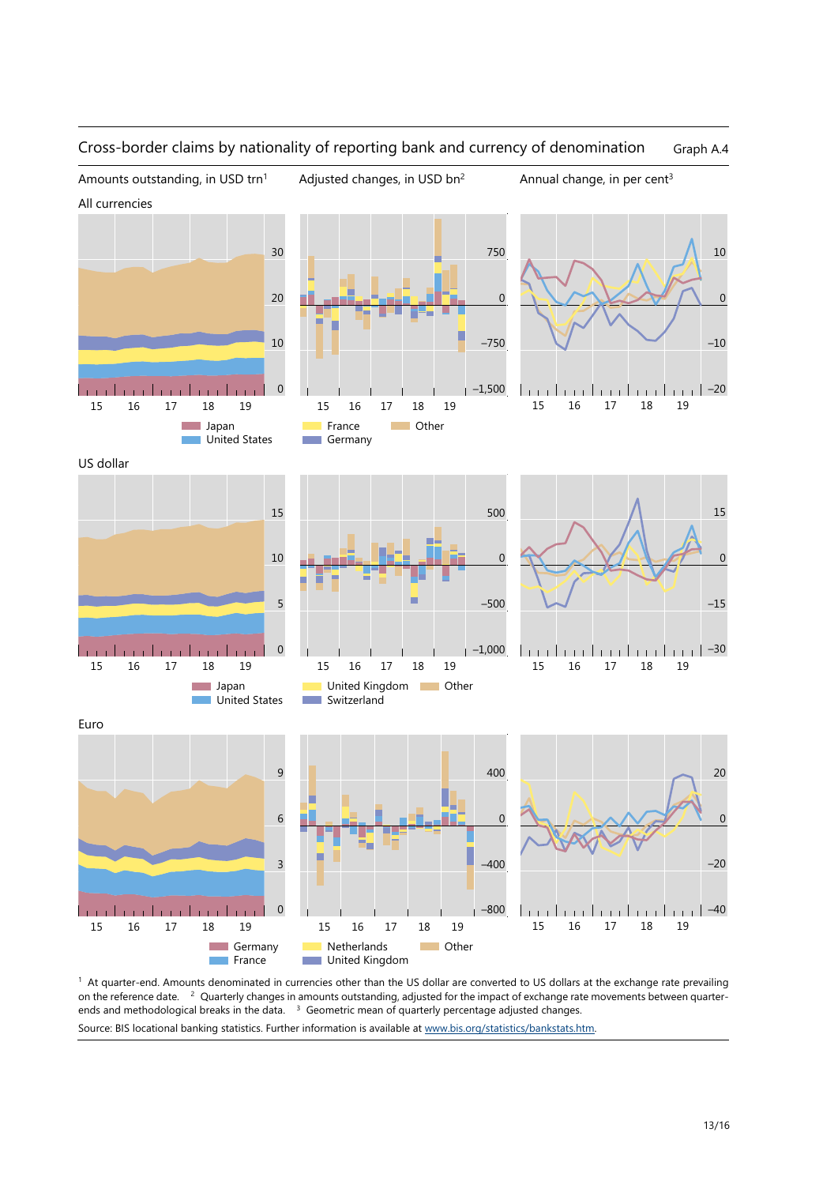## Cross-border claims by nationality of reporting bank and currency of denomination

Graph A.4

Amounts outstanding, in USD trn[1] | Adjusted changes, in USD bn[2] | Annual change, in per cent[3]

### All currencies

Legend: Japan, United States, France, Germany, Other

### US dollar

Legend: Japan, United States, United Kingdom, Switzerland, Other

### Euro

Legend: Germany, France, Netherlands, United Kingdom, Other

[1] At quarter-end. Amounts denominated in currencies other than the US dollar are converted to US dollars at the exchange rate prevailing on the reference date. [2] Quarterly changes in amounts outstanding, adjusted for the impact of exchange rate movements between quarter-ends and methodological breaks in the data. [3] Geometric mean of quarterly percentage adjusted changes.

Source: BIS locational banking statistics. Further information is available at www.bis.org/statistics/bankstats.htm.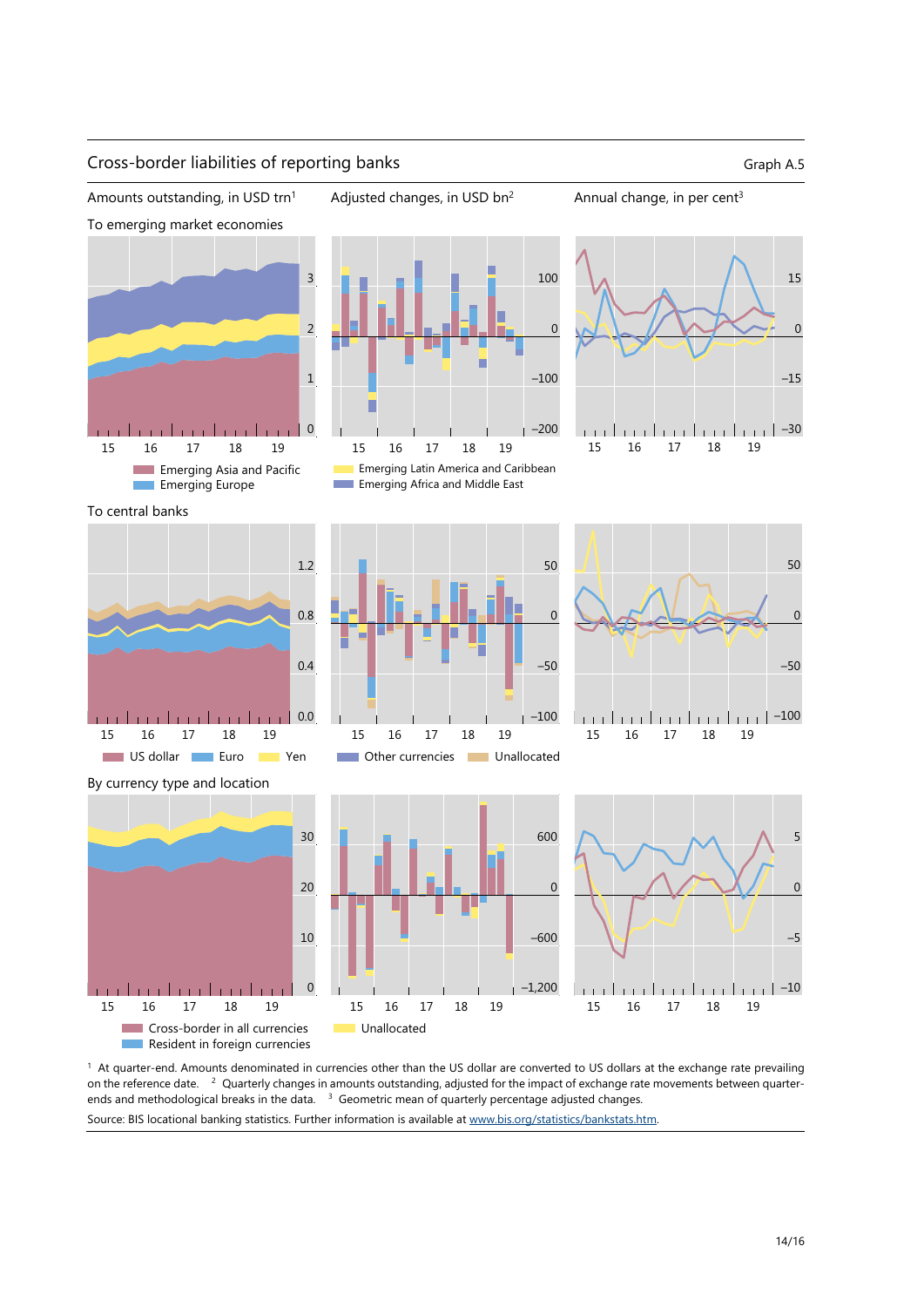## Cross-border liabilities of reporting banks

Graph A.5

Amounts outstanding, in USD trn[1] | Adjusted changes, in USD bn[2] | Annual change, in per cent[3]

To emerging market economies

- Emerging Asia and Pacific
- Emerging Europe
- Emerging Latin America and Caribbean
- Emerging Africa and Middle East

To central banks

- US dollar
- Euro
- Yen
- Other currencies
- Unallocated

By currency type and location

- Cross-border in all currencies
- Resident in foreign currencies
- Unallocated

[1] At quarter-end. Amounts denominated in currencies other than the US dollar are converted to US dollars at the exchange rate prevailing on the reference date. [2] Quarterly changes in amounts outstanding, adjusted for the impact of exchange rate movements between quarter-ends and methodological breaks in the data. [3] Geometric mean of quarterly percentage adjusted changes.

Source: BIS locational banking statistics. Further information is available at www.bis.org/statistics/bankstats.htm.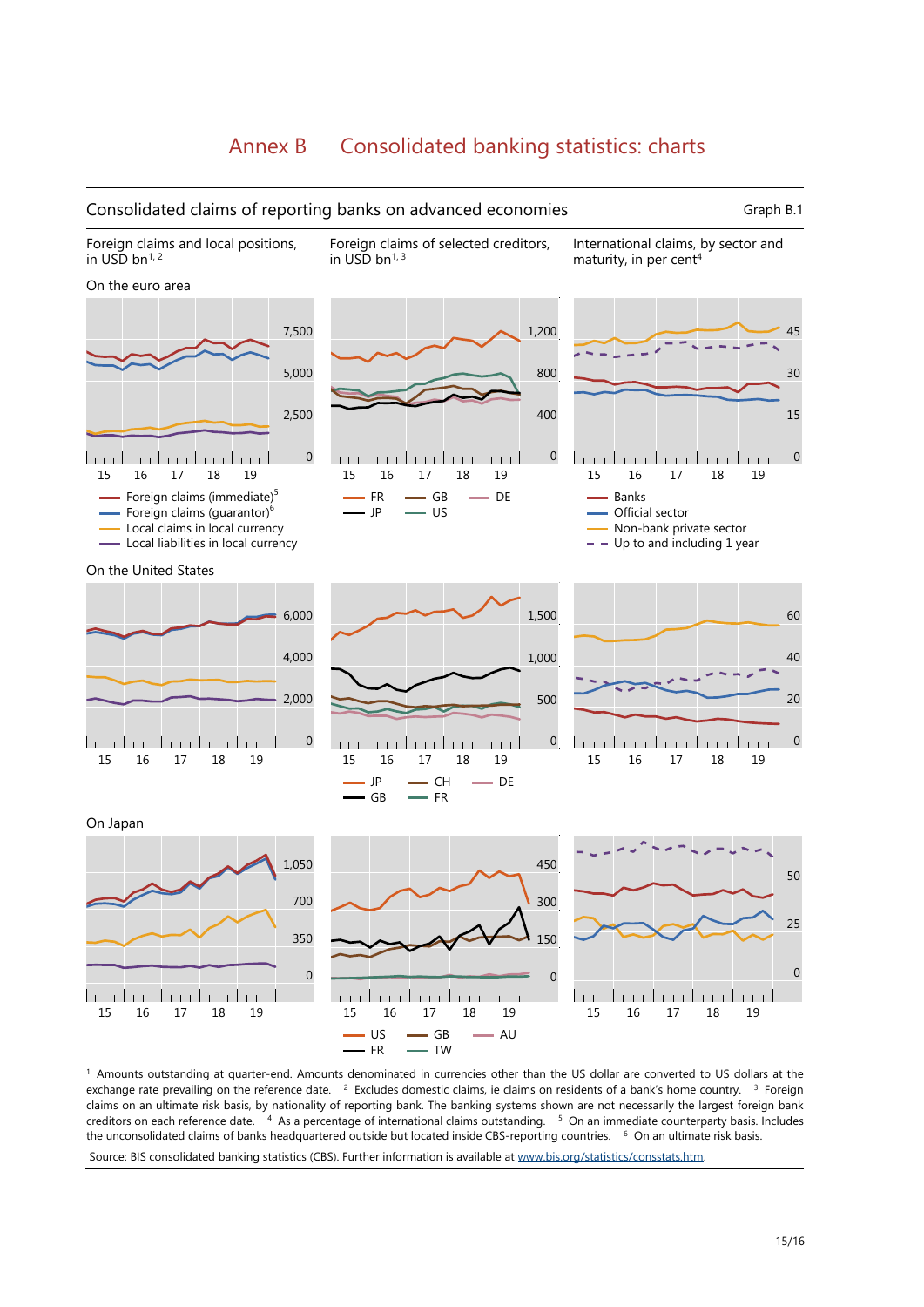# Annex B Consolidated banking statistics: charts

## Consolidated claims of reporting banks on advanced economies

Graph B.1

Foreign claims and local positions, in USD bn[1, 2]

Foreign claims of selected creditors, in USD bn[1, 3]

International claims, by sector and maturity, in per cent[4]

### On the euro area

- Foreign claims (immediate)[5]
- Foreign claims (guarantor)[6]
- Local claims in local currency
- Local liabilities in local currency

- FR
- JP
- GB
- US
- DE

- Banks
- Official sector
- Non-bank private sector
- Up to and including 1 year

### On the United States

- JP
- GB
- CH
- FR
- DE

### On Japan

- US
- FR
- GB
- TW
- AU

[1] Amounts outstanding at quarter-end. Amounts denominated in currencies other than the US dollar are converted to US dollars at the exchange rate prevailing on the reference date. [2] Excludes domestic claims, ie claims on residents of a bank's home country. [3] Foreign claims on an ultimate risk basis, by nationality of reporting bank. The banking systems shown are not necessarily the largest foreign bank creditors on each reference date. [4] As a percentage of international claims outstanding. [5] On an immediate counterparty basis. Includes the unconsolidated claims of banks headquartered outside but located inside CBS-reporting countries. [6] On an ultimate risk basis.

Source: BIS consolidated banking statistics (CBS). Further information is available at www.bis.org/statistics/consstats.htm.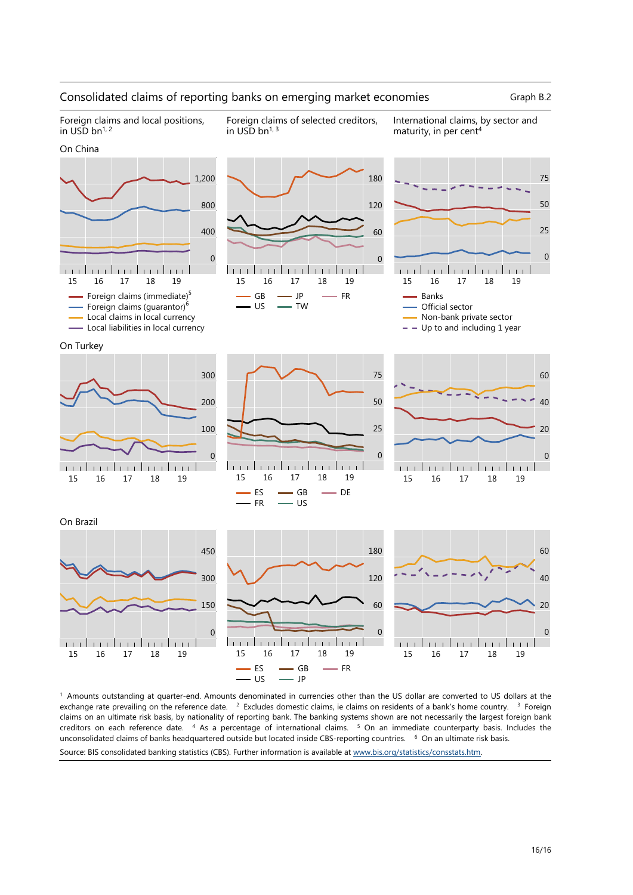## Consolidated claims of reporting banks on emerging market economies

Graph B.2

Foreign claims and local positions, in USD bn[1,2]

Foreign claims of selected creditors, in USD bn[1,3]

International claims, by sector and maturity, in per cent[4]

On China

1,200
800
400
0

15 16 17 18 19

- Foreign claims (immediate)[5]
- Foreign claims (guarantor)[6]
- Local claims in local currency
- Local liabilities in local currency

180
120
60
0

15 16 17 18 19

- GB
- US
- JP
- TW
- FR

75
50
25
0

15 16 17 18 19

- Banks
- Official sector
- Non-bank private sector
- Up to and including 1 year

On Turkey

300
200
100
0

15 16 17 18 19

75
50
25
0

15 16 17 18 19

- ES
- FR
- GB
- US
- DE

60
40
20
0

15 16 17 18 19

On Brazil

450
300
150
0

15 16 17 18 19

180
120
60
0

15 16 17 18 19

- ES
- US
- GB
- JP
- FR

60
40
20
0

15 16 17 18 19

[1] Amounts outstanding at quarter-end. Amounts denominated in currencies other than the US dollar are converted to US dollars at the exchange rate prevailing on the reference date. [2] Excludes domestic claims, ie claims on residents of a bank's home country. [3] Foreign claims on an ultimate risk basis, by nationality of reporting bank. The banking systems shown are not necessarily the largest foreign bank creditors on each reference date. [4] As a percentage of international claims. [5] On an immediate counterparty basis. Includes the unconsolidated claims of banks headquartered outside but located inside CBS-reporting countries. [6] On an ultimate risk basis.

Source: BIS consolidated banking statistics (CBS). Further information is available at www.bis.org/statistics/consstats.htm.